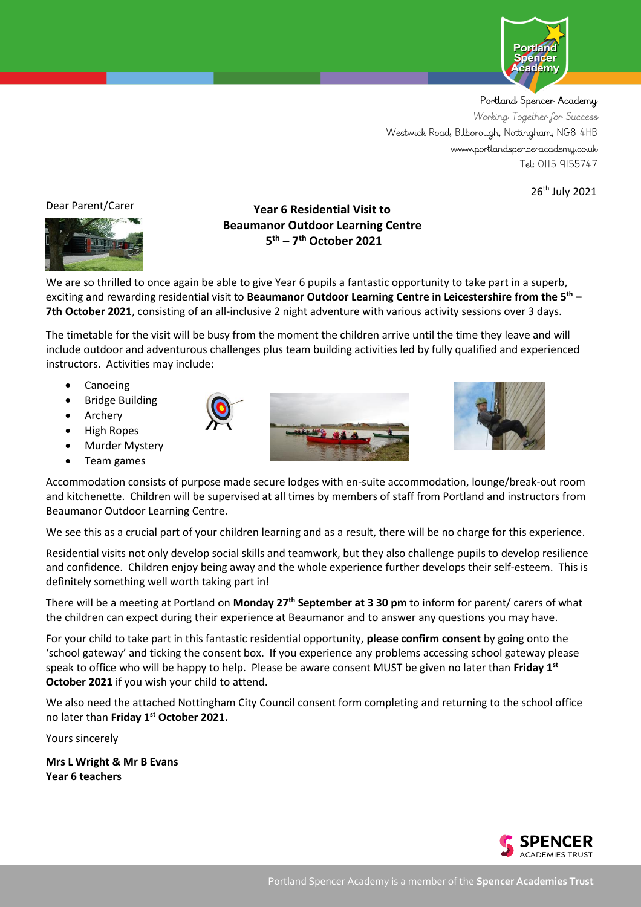Portland Spencer Academy
*Working Together for Success*
Westwick Road, Bilborough, Nottingham, NG8 4HB
www.portlandspenceracademy.co.uk
Tel: 0115 9155747

26th July 2021

Dear Parent/Carer

## Year 6 Residential Visit to Beaumanor Outdoor Learning Centre 5th – 7th October 2021

We are so thrilled to once again be able to give Year 6 pupils a fantastic opportunity to take part in a superb, exciting and rewarding residential visit to **Beaumanor Outdoor Learning Centre in Leicestershire from the 5th – 7th October 2021**, consisting of an all-inclusive 2 night adventure with various activity sessions over 3 days.

The timetable for the visit will be busy from the moment the children arrive until the time they leave and will include outdoor and adventurous challenges plus team building activities led by fully qualified and experienced instructors. Activities may include:

- Canoeing
- Bridge Building
- Archery
- High Ropes
- Murder Mystery
- Team games

Accommodation consists of purpose made secure lodges with en-suite accommodation, lounge/break-out room and kitchenette. Children will be supervised at all times by members of staff from Portland and instructors from Beaumanor Outdoor Learning Centre.

We see this as a crucial part of your children learning and as a result, there will be no charge for this experience.

Residential visits not only develop social skills and teamwork, but they also challenge pupils to develop resilience and confidence. Children enjoy being away and the whole experience further develops their self-esteem. This is definitely something well worth taking part in!

There will be a meeting at Portland on **Monday 27th September at 3 30 pm** to inform for parent/ carers of what the children can expect during their experience at Beaumanor and to answer any questions you may have.

For your child to take part in this fantastic residential opportunity, **please confirm consent** by going onto the 'school gateway' and ticking the consent box. If you experience any problems accessing school gateway please speak to office who will be happy to help. Please be aware consent MUST be given no later than **Friday 1st October 2021** if you wish your child to attend.

We also need the attached Nottingham City Council consent form completing and returning to the school office no later than **Friday 1st October 2021.**

Yours sincerely

**Mrs L Wright & Mr B Evans**
**Year 6 teachers**

Portland Spencer Academy is a member of the **Spencer Academies Trust**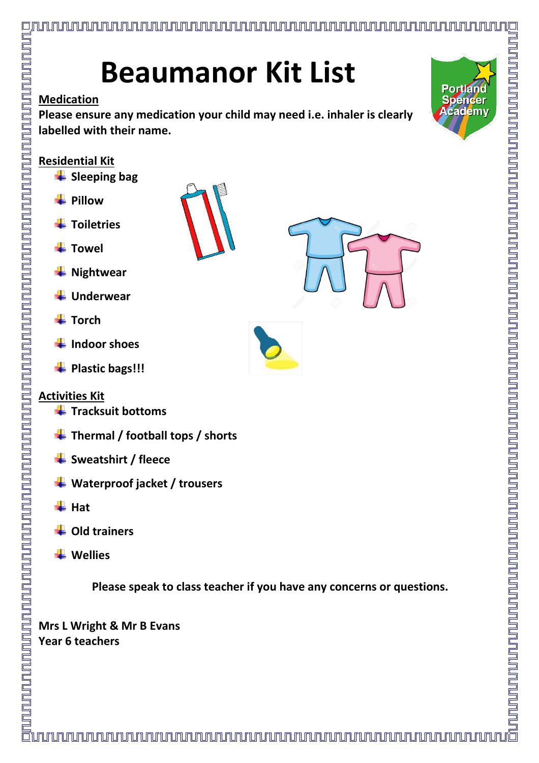# Beaumanor Kit List

Portland Spencer Academy

## Medication

**Please ensure any medication your child may need i.e. inhaler is clearly labelled with their name.**

## Residential Kit

- **Sleeping bag**
- **Pillow**
- **Toiletries**
- **Towel**
- **Nightwear**
- **Underwear**
- **Torch**
- **Indoor shoes**
- **Plastic bags!!!**

## Activities Kit

- **Tracksuit bottoms**
- **Thermal / football tops / shorts**
- **Sweatshirt / fleece**
- **Waterproof jacket / trousers**
- **Hat**
- **Old trainers**
- **Wellies**

**Please speak to class teacher if you have any concerns or questions.**

**Mrs L Wright & Mr B Evans**
**Year 6 teachers**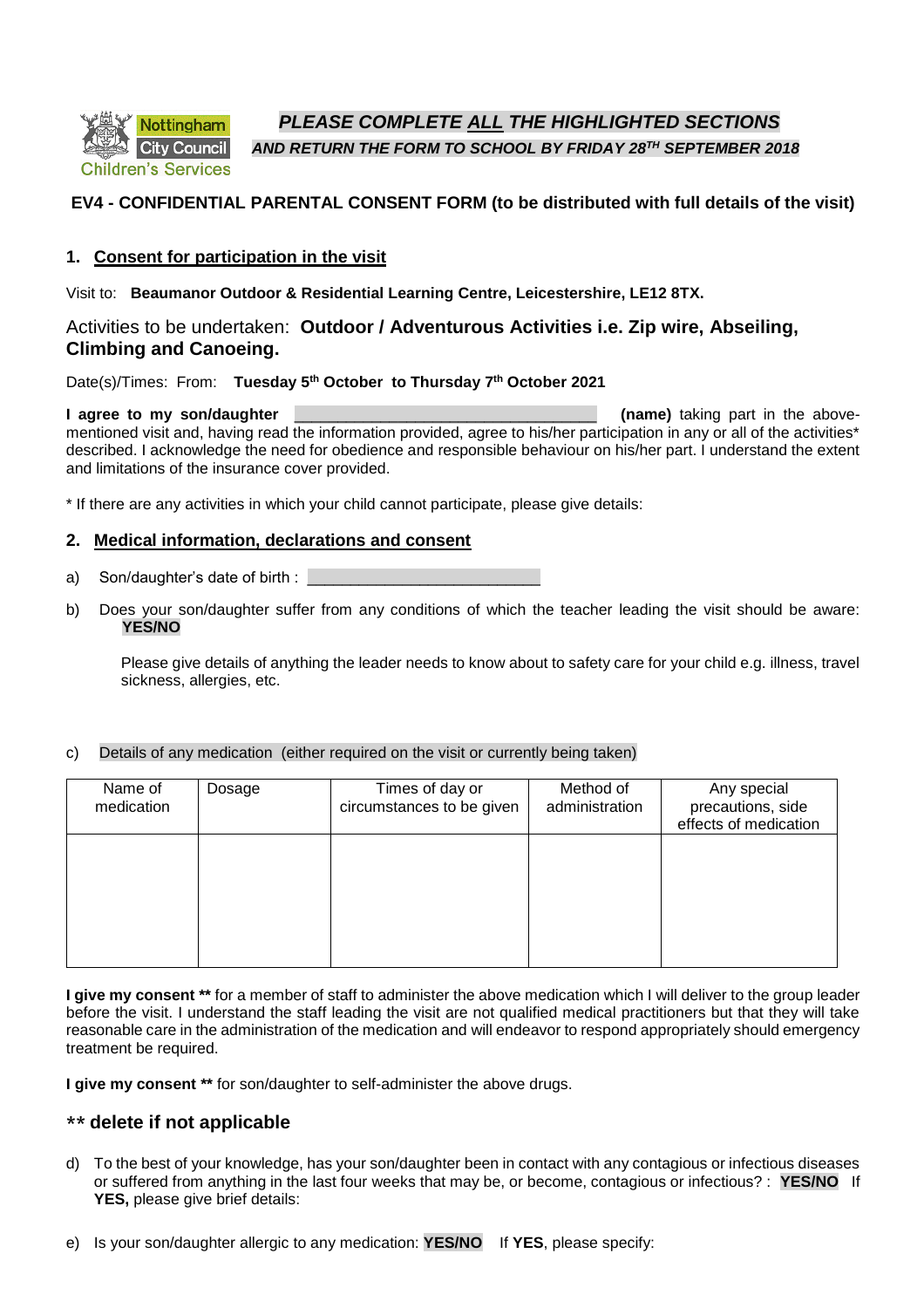Nottingham City Council Children's Services

***PLEASE COMPLETE ALL THE HIGHLIGHTED SECTIONS***
***AND RETURN THE FORM TO SCHOOL BY FRIDAY 28TH SEPTEMBER 2018***

**EV4 - CONFIDENTIAL PARENTAL CONSENT FORM (to be distributed with full details of the visit)**

## 1. Consent for participation in the visit

Visit to: **Beaumanor Outdoor & Residential Learning Centre, Leicestershire, LE12 8TX.**

Activities to be undertaken: **Outdoor / Adventurous Activities i.e. Zip wire, Abseiling, Climbing and Canoeing.**

Date(s)/Times: From: **Tuesday 5th October to Thursday 7th October 2021**

**I agree to my son/daughter** ___________________________________ **(name)** taking part in the above-mentioned visit and, having read the information provided, agree to his/her participation in any or all of the activities* described. I acknowledge the need for obedience and responsible behaviour on his/her part. I understand the extent and limitations of the insurance cover provided.

* If there are any activities in which your child cannot participate, please give details:

## 2. Medical information, declarations and consent

a) Son/daughter's date of birth : ____________________________

b) Does your son/daughter suffer from any conditions of which the teacher leading the visit should be aware: **YES/NO**

Please give details of anything the leader needs to know about to safety care for your child e.g. illness, travel sickness, allergies, etc.

c) Details of any medication (either required on the visit or currently being taken)

| Name of medication | Dosage | Times of day or circumstances to be given | Method of administration | Any special precautions, side effects of medication |
|---|---|---|---|---|
| | | | | |

**I give my consent \*\*** for a member of staff to administer the above medication which I will deliver to the group leader before the visit. I understand the staff leading the visit are not qualified medical practitioners but that they will take reasonable care in the administration of the medication and will endeavor to respond appropriately should emergency treatment be required.

**I give my consent \*\*** for son/daughter to self-administer the above drugs.

### ** delete if not applicable

d) To the best of your knowledge, has your son/daughter been in contact with any contagious or infectious diseases or suffered from anything in the last four weeks that may be, or become, contagious or infectious? : **YES/NO** If **YES,** please give brief details:

e) Is your son/daughter allergic to any medication: **YES/NO** If **YES**, please specify: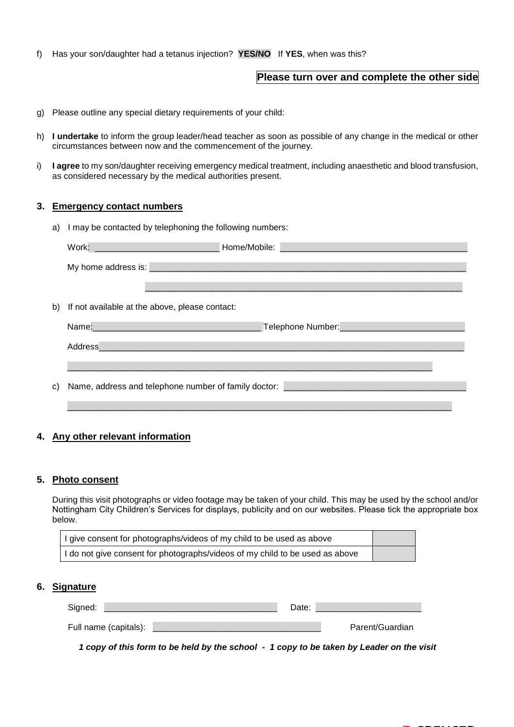f) Has your son/daughter had a tetanus injection? **YES/NO** If **YES**, when was this?

**Please turn over and complete the other side**

g) Please outline any special dietary requirements of your child:

h) **I undertake** to inform the group leader/head teacher as soon as possible of any change in the medical or other circumstances between now and the commencement of the journey.

i) **I agree** to my son/daughter receiving emergency medical treatment, including anaesthetic and blood transfusion, as considered necessary by the medical authorities present.

### 3. Emergency contact numbers

a) I may be contacted by telephoning the following numbers:

Work: ________________________ Home/Mobile: ____________________________________

My home address is: ______________________________________________________________

______________________________________________________________

b) If not available at the above, please contact:

Name: ________________________________ Telephone Number: ________________________

Address ______________________________________________________________________

______________________________________________________________________

c) Name, address and telephone number of family doctor: __________________________________

______________________________________________________________________

### 4. Any other relevant information

### 5. Photo consent

During this visit photographs or video footage may be taken of your child. This may be used by the school and/or Nottingham City Children's Services for displays, publicity and on our websites. Please tick the appropriate box below.

| | |
|---|---|
| I give consent for photographs/videos of my child to be used as above | |
| I do not give consent for photographs/videos of my child to be used as above | |

### 6. Signature

Signed: ________________________________ Date: ____________________

Full name (capitals): ________________________________ Parent/Guardian

***1 copy of this form to be held by the school - 1 copy to be taken by Leader on the visit***